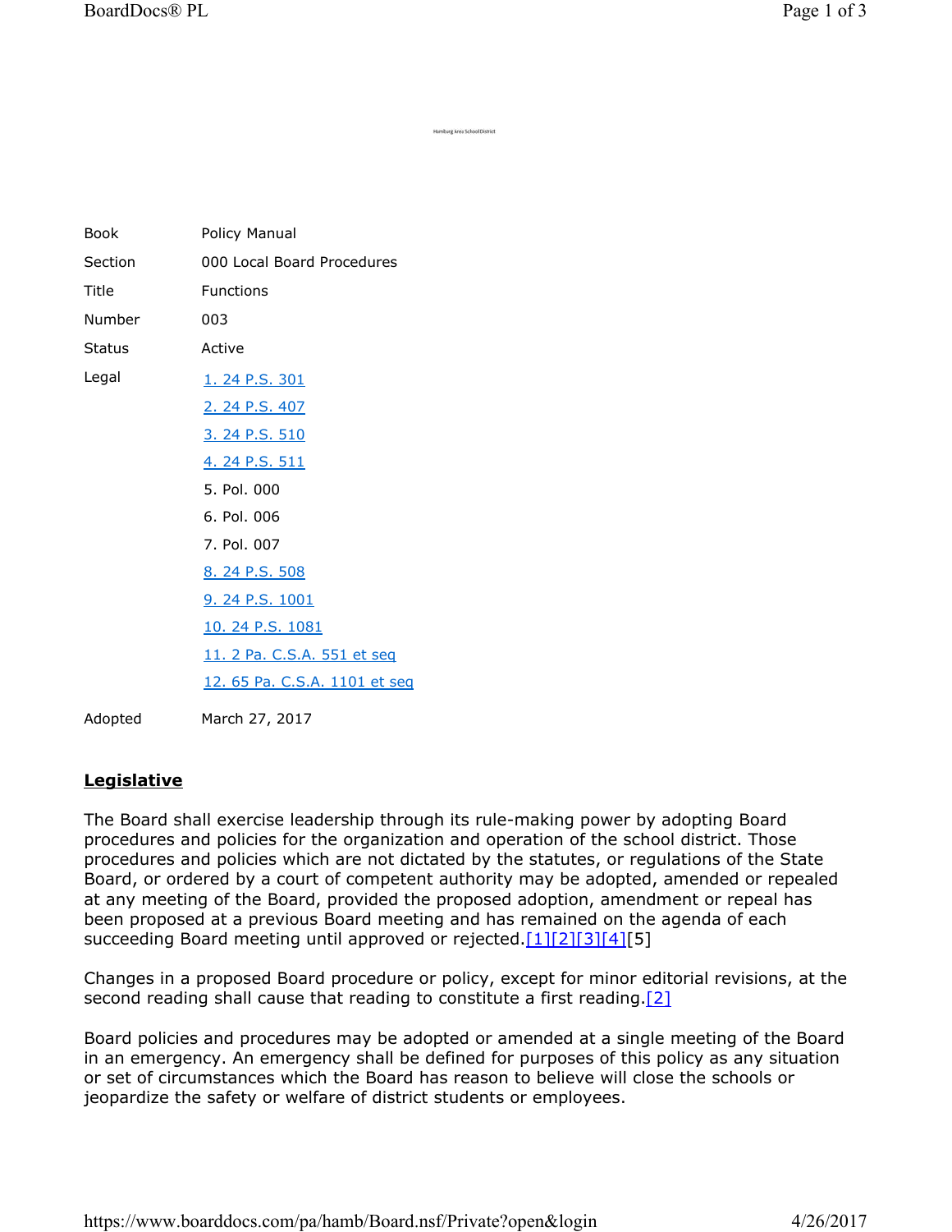Hamburg Area School District

| | |
|---|---|
| Book | Policy Manual |
| Section | 000 Local Board Procedures |
| Title | Functions |
| Number | 003 |
| Status | Active |
| Legal | 1. 24 P.S. 301<br>2. 24 P.S. 407<br>3. 24 P.S. 510<br>4. 24 P.S. 511<br>5. Pol. 000<br>6. Pol. 006<br>7. Pol. 007<br>8. 24 P.S. 508<br>9. 24 P.S. 1001<br>10. 24 P.S. 1081<br>11. 2 Pa. C.S.A. 551 et seq<br>12. 65 Pa. C.S.A. 1101 et seq |
| Adopted | March 27, 2017 |

## **Legislative**

The Board shall exercise leadership through its rule-making power by adopting Board procedures and policies for the organization and operation of the school district. Those procedures and policies which are not dictated by the statutes, or regulations of the State Board, or ordered by a court of competent authority may be adopted, amended or repealed at any meeting of the Board, provided the proposed adoption, amendment or repeal has been proposed at a previous Board meeting and has remained on the agenda of each succeeding Board meeting until approved or rejected.[1][2][3][4][5]

Changes in a proposed Board procedure or policy, except for minor editorial revisions, at the second reading shall cause that reading to constitute a first reading.[2]

Board policies and procedures may be adopted or amended at a single meeting of the Board in an emergency. An emergency shall be defined for purposes of this policy as any situation or set of circumstances which the Board has reason to believe will close the schools or jeopardize the safety or welfare of district students or employees.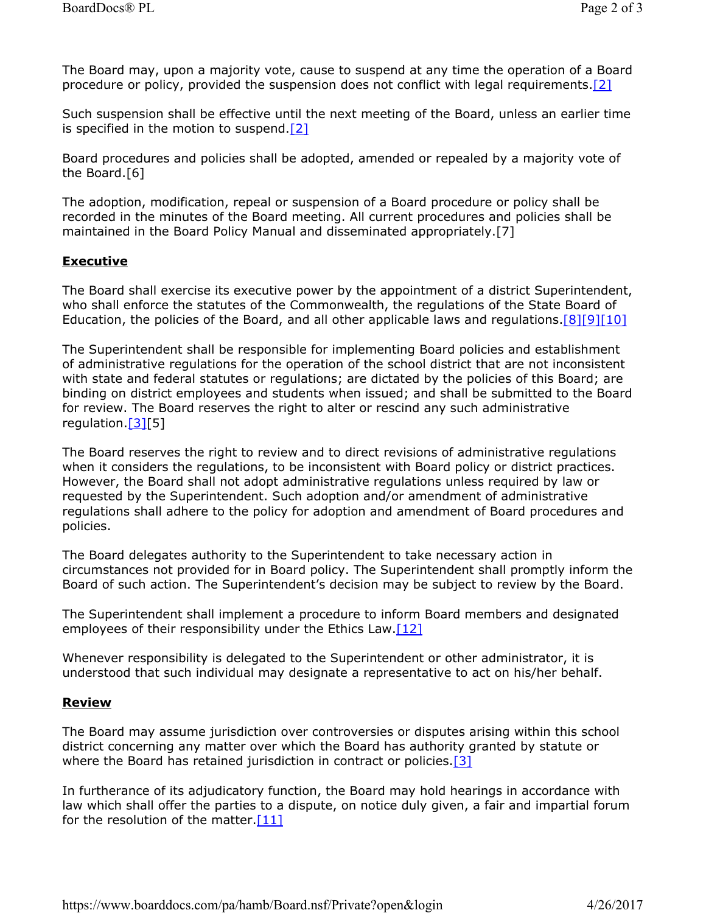The Board may, upon a majority vote, cause to suspend at any time the operation of a Board procedure or policy, provided the suspension does not conflict with legal requirements.[2]

Such suspension shall be effective until the next meeting of the Board, unless an earlier time is specified in the motion to suspend.[2]

Board procedures and policies shall be adopted, amended or repealed by a majority vote of the Board.[6]

The adoption, modification, repeal or suspension of a Board procedure or policy shall be recorded in the minutes of the Board meeting. All current procedures and policies shall be maintained in the Board Policy Manual and disseminated appropriately.[7]

**Executive**

The Board shall exercise its executive power by the appointment of a district Superintendent, who shall enforce the statutes of the Commonwealth, the regulations of the State Board of Education, the policies of the Board, and all other applicable laws and regulations.[8][9][10]

The Superintendent shall be responsible for implementing Board policies and establishment of administrative regulations for the operation of the school district that are not inconsistent with state and federal statutes or regulations; are dictated by the policies of this Board; are binding on district employees and students when issued; and shall be submitted to the Board for review. The Board reserves the right to alter or rescind any such administrative regulation.[3][5]

The Board reserves the right to review and to direct revisions of administrative regulations when it considers the regulations, to be inconsistent with Board policy or district practices. However, the Board shall not adopt administrative regulations unless required by law or requested by the Superintendent. Such adoption and/or amendment of administrative regulations shall adhere to the policy for adoption and amendment of Board procedures and policies.

The Board delegates authority to the Superintendent to take necessary action in circumstances not provided for in Board policy. The Superintendent shall promptly inform the Board of such action. The Superintendent's decision may be subject to review by the Board.

The Superintendent shall implement a procedure to inform Board members and designated employees of their responsibility under the Ethics Law.[12]

Whenever responsibility is delegated to the Superintendent or other administrator, it is understood that such individual may designate a representative to act on his/her behalf.

**Review**

The Board may assume jurisdiction over controversies or disputes arising within this school district concerning any matter over which the Board has authority granted by statute or where the Board has retained jurisdiction in contract or policies.[3]

In furtherance of its adjudicatory function, the Board may hold hearings in accordance with law which shall offer the parties to a dispute, on notice duly given, a fair and impartial forum for the resolution of the matter.[11]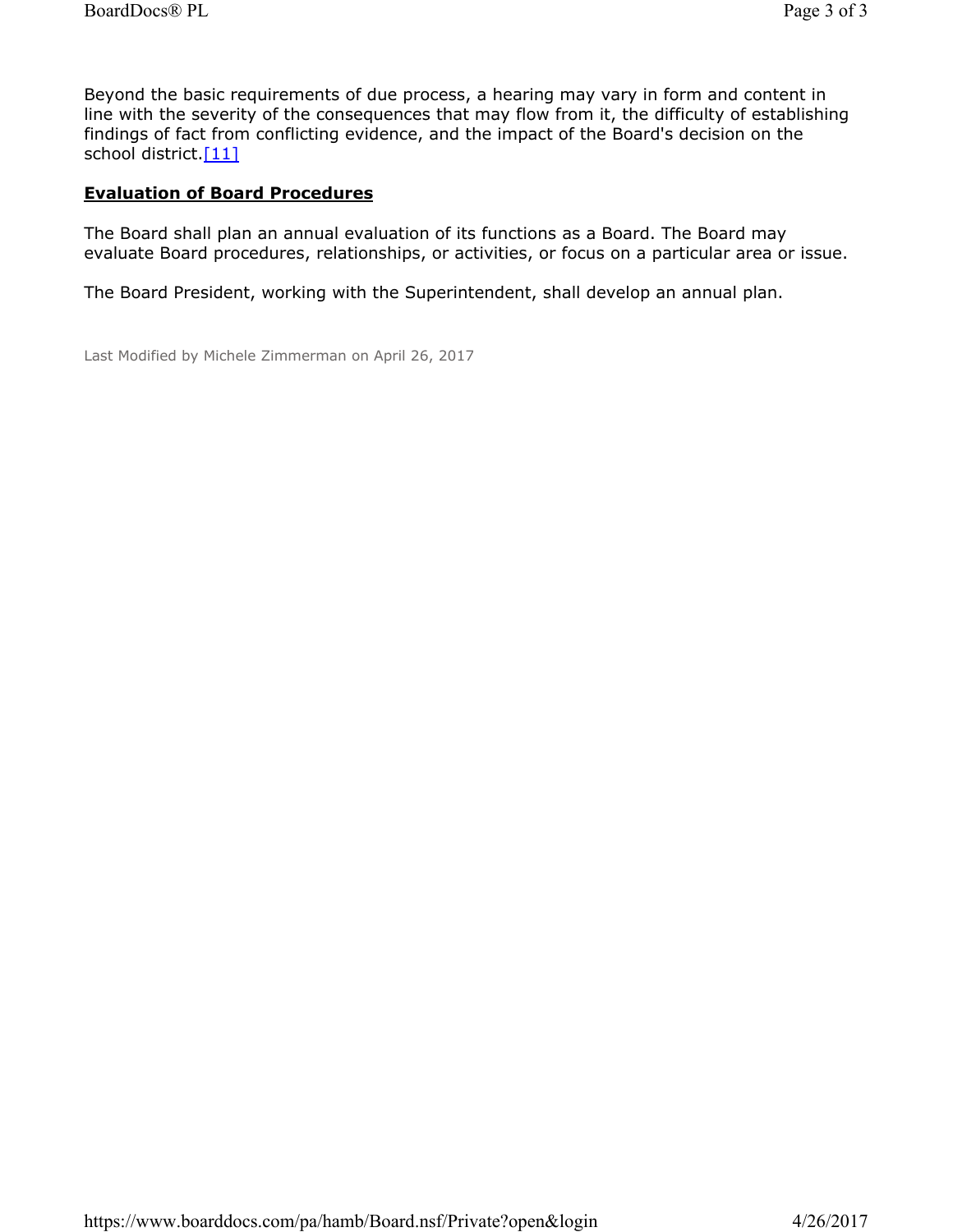Beyond the basic requirements of due process, a hearing may vary in form and content in line with the severity of the consequences that may flow from it, the difficulty of establishing findings of fact from conflicting evidence, and the impact of the Board's decision on the school district.[11]

## Evaluation of Board Procedures

The Board shall plan an annual evaluation of its functions as a Board. The Board may evaluate Board procedures, relationships, or activities, or focus on a particular area or issue.

The Board President, working with the Superintendent, shall develop an annual plan.

Last Modified by Michele Zimmerman on April 26, 2017